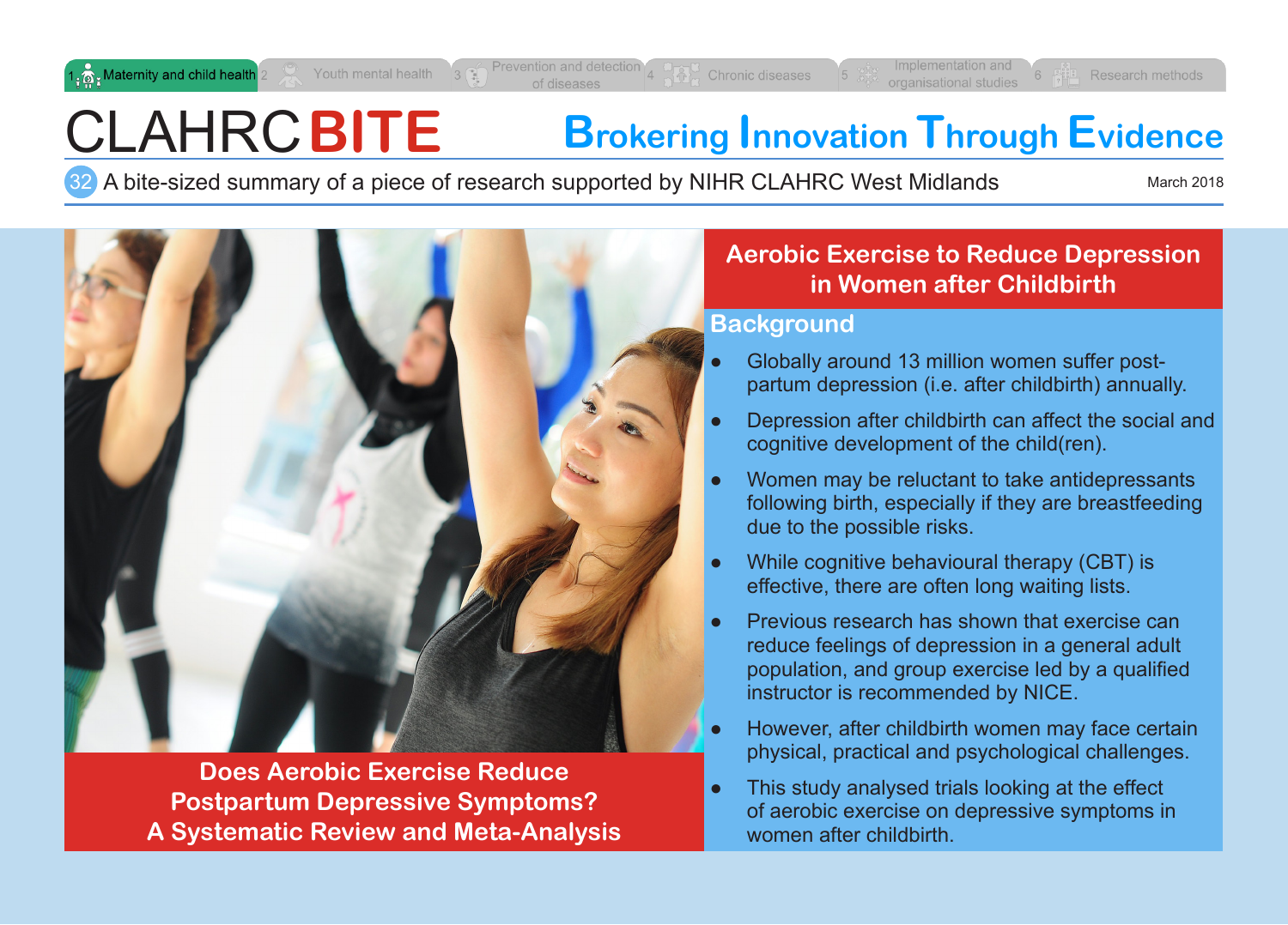1 Maternity and child health | 2 Youth mental health | 3 Prevention and detection of diseases | 4 Chronic diseases | 5 Implementation and organisational studies | 6 Research methods

# CLAHRC **BITE**

**B**rokering **I**nnovation **T**hrough **E**vidence

32 A bite-sized summary of a piece of research supported by NIHR CLAHRC West Midlands

March 2018

**Does Aerobic Exercise Reduce Postpartum Depressive Symptoms? A Systematic Review and Meta-Analysis**

## Aerobic Exercise to Reduce Depression in Women after Childbirth

### Background

- Globally around 13 million women suffer post-partum depression (i.e. after childbirth) annually.
- Depression after childbirth can affect the social and cognitive development of the child(ren).
- Women may be reluctant to take antidepressants following birth, especially if they are breastfeeding due to the possible risks.
- While cognitive behavioural therapy (CBT) is effective, there are often long waiting lists.
- Previous research has shown that exercise can reduce feelings of depression in a general adult population, and group exercise led by a qualified instructor is recommended by NICE.
- However, after childbirth women may face certain physical, practical and psychological challenges.
- This study analysed trials looking at the effect of aerobic exercise on depressive symptoms in women after childbirth.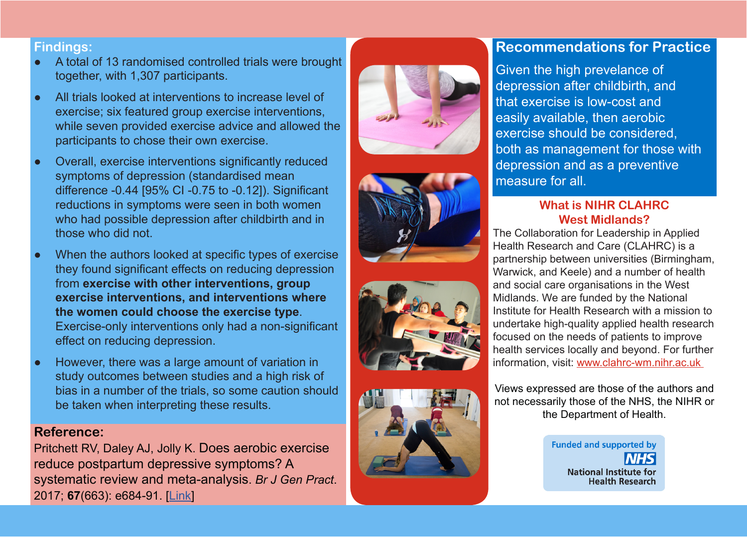## Findings:

- A total of 13 randomised controlled trials were brought together, with 1,307 participants.
- All trials looked at interventions to increase level of exercise; six featured group exercise interventions, while seven provided exercise advice and allowed the participants to chose their own exercise.
- Overall, exercise interventions significantly reduced symptoms of depression (standardised mean difference -0.44 [95% CI -0.75 to -0.12]). Significant reductions in symptoms were seen in both women who had possible depression after childbirth and in those who did not.
- When the authors looked at specific types of exercise they found significant effects on reducing depression from **exercise with other interventions, group exercise interventions, and interventions where the women could choose the exercise type**. Exercise-only interventions only had a non-significant effect on reducing depression.
- However, there was a large amount of variation in study outcomes between studies and a high risk of bias in a number of the trials, so some caution should be taken when interpreting these results.

## Reference:

Pritchett RV, Daley AJ, Jolly K. Does aerobic exercise reduce postpartum depressive symptoms? A systematic review and meta-analysis. *Br J Gen Pract*. 2017; **67**(663): e684-91. [Link]

## Recommendations for Practice

Given the high prevelance of depression after childbirth, and that exercise is low-cost and easily available, then aerobic exercise should be considered, both as management for those with depression and as a preventive measure for all.

### What is NIHR CLAHRC West Midlands?

The Collaboration for Leadership in Applied Health Research and Care (CLAHRC) is a partnership between universities (Birmingham, Warwick, and Keele) and a number of health and social care organisations in the West Midlands. We are funded by the National Institute for Health Research with a mission to undertake high-quality applied health research focused on the needs of patients to improve health services locally and beyond. For further information, visit: www.clahrc-wm.nihr.ac.uk

Views expressed are those of the authors and not necessarily those of the NHS, the NIHR or the Department of Health.

Funded and supported by NHS National Institute for Health Research